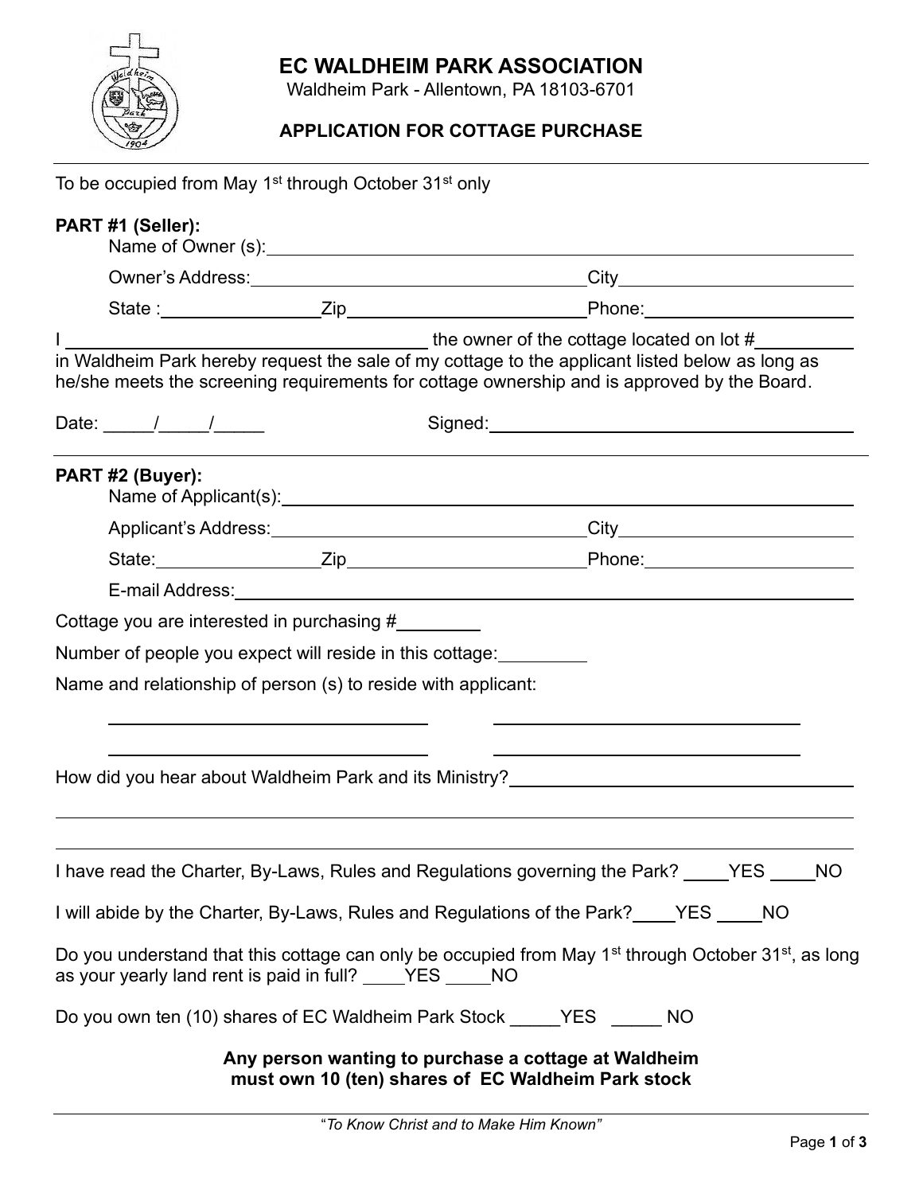# EC WALDHEIM PARK ASSOCIATION

Waldheim Park - Allentown, PA 18103-6701

## APPLICATION FOR COTTAGE PURCHASE

To be occupied from May 1st through October 31st only

**PART #1 (Seller):**

Name of Owner (s): ______________________________

Owner's Address: ______________________ City ______________

State : __________ Zip ______________ Phone: ______________

I ______________________ the owner of the cottage located on lot # ________ in Waldheim Park hereby request the sale of my cottage to the applicant listed below as long as he/she meets the screening requirements for cottage ownership and is approved by the Board.

Date: _____/_____/_____ Signed: ______________________

**PART #2 (Buyer):**

Name of Applicant(s): ______________________________

Applicant's Address: ______________________ City ______________

State: __________ Zip ______________ Phone: ______________

E-mail Address: ______________________________

Cottage you are interested in purchasing # ________

Number of people you expect will reside in this cottage: ________

Name and relationship of person (s) to reside with applicant:

______________________ ______________________

______________________ ______________________

How did you hear about Waldheim Park and its Ministry? ______________________

______________________________________________

______________________________________________

I have read the Charter, By-Laws, Rules and Regulations governing the Park? ____YES ____NO

I will abide by the Charter, By-Laws, Rules and Regulations of the Park? ____YES ____NO

Do you understand that this cottage can only be occupied from May 1st through October 31st, as long as your yearly land rent is paid in full? ____YES ____NO

Do you own ten (10) shares of EC Waldheim Park Stock _____YES _____ NO

**Any person wanting to purchase a cottage at Waldheim must own 10 (ten) shares of EC Waldheim Park stock**

*"To Know Christ and to Make Him Known"*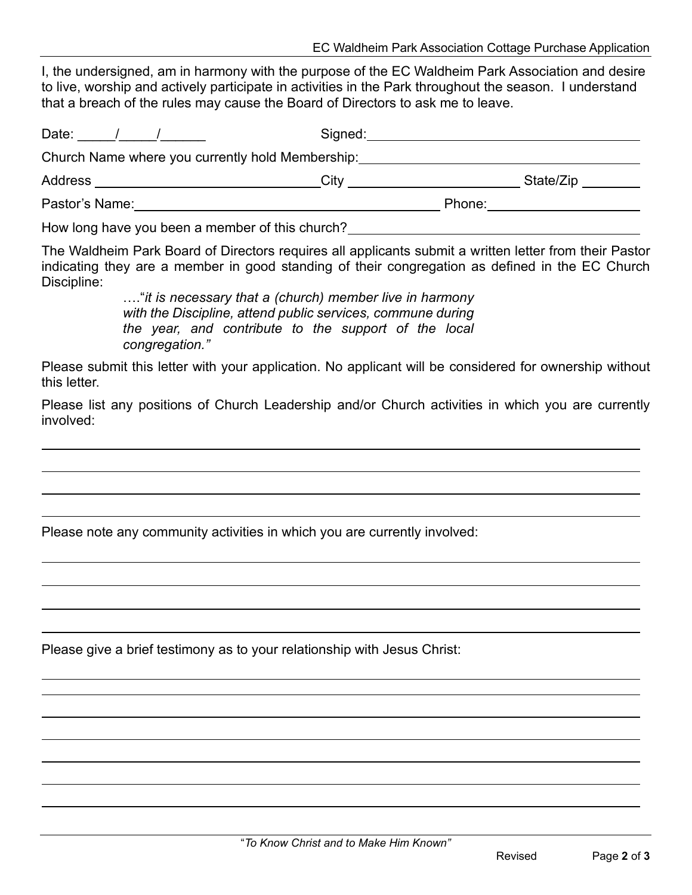I, the undersigned, am in harmony with the purpose of the EC Waldheim Park Association and desire to live, worship and actively participate in activities in the Park throughout the season. I understand that a breach of the rules may cause the Board of Directors to ask me to leave.

Date: _____/_____/______ Signed: ____________________________________

Church Name where you currently hold Membership: ____________________________________

Address ______________________________ City ______________________ State/Zip ________

Pastor's Name: ________________________________________ Phone: ____________________

How long have you been a member of this church? ____________________________________

The Waldheim Park Board of Directors requires all applicants submit a written letter from their Pastor indicating they are a member in good standing of their congregation as defined in the EC Church Discipline:

> …."*it is necessary that a (church) member live in harmony with the Discipline, attend public services, commune during the year, and contribute to the support of the local congregation."*

Please submit this letter with your application. No applicant will be considered for ownership without this letter.

Please list any positions of Church Leadership and/or Church activities in which you are currently involved:

______________________________________________________________________________

______________________________________________________________________________

______________________________________________________________________________

______________________________________________________________________________

Please note any community activities in which you are currently involved:

______________________________________________________________________________

______________________________________________________________________________

______________________________________________________________________________

______________________________________________________________________________

Please give a brief testimony as to your relationship with Jesus Christ:

______________________________________________________________________________

______________________________________________________________________________

______________________________________________________________________________

______________________________________________________________________________

______________________________________________________________________________

______________________________________________________________________________

______________________________________________________________________________

*"To Know Christ and to Make Him Known"*

Revised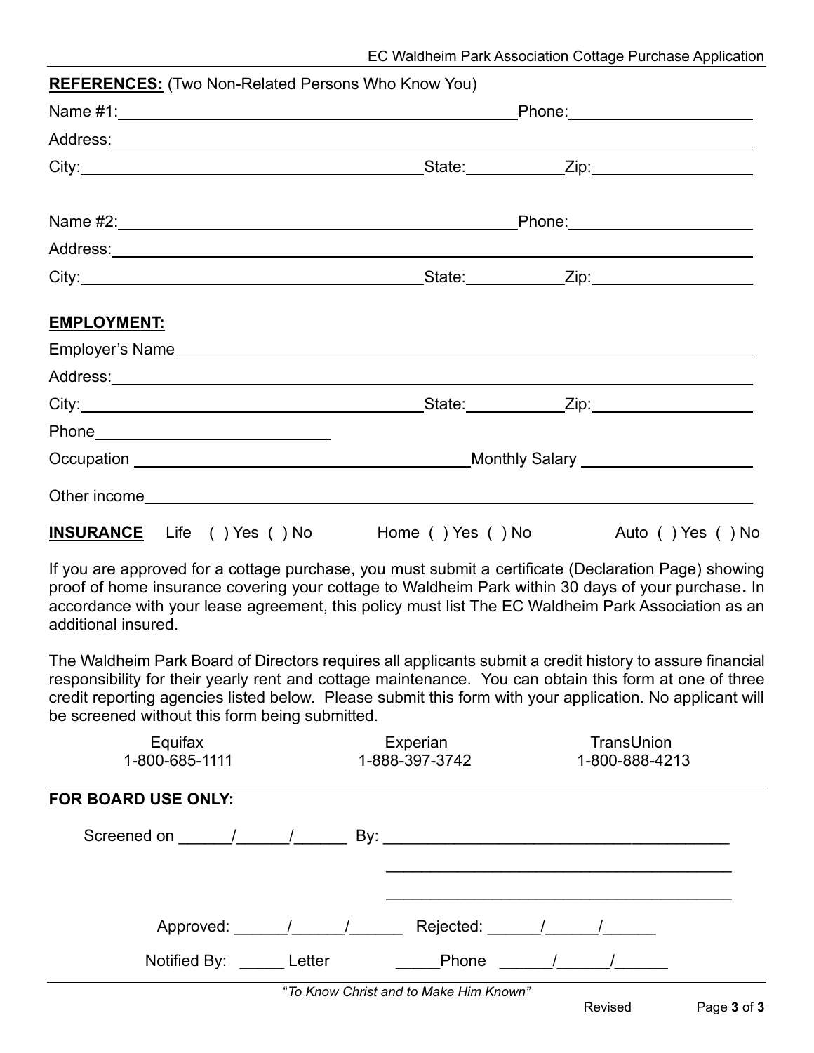**REFERENCES:** (Two Non-Related Persons Who Know You)

Name #1:\_\_\_\_\_\_\_\_\_\_\_\_\_\_\_\_\_\_\_\_\_\_\_\_\_\_\_\_\_\_\_\_\_\_\_\_\_\_\_\_Phone:\_\_\_\_\_\_\_\_\_\_\_\_\_\_\_\_\_\_\_\_

Address:\_\_\_\_\_\_\_\_\_\_\_\_\_\_\_\_\_\_\_\_\_\_\_\_\_\_\_\_\_\_\_\_\_\_\_\_\_\_\_\_\_\_\_\_\_\_\_\_\_\_\_\_\_\_\_\_\_\_\_\_\_\_

City:\_\_\_\_\_\_\_\_\_\_\_\_\_\_\_\_\_\_\_\_\_\_\_\_\_\_\_\_\_\_\_\_\_\_\_\_State:\_\_\_\_\_\_\_\_\_\_Zip:\_\_\_\_\_\_\_\_\_\_\_\_\_\_\_\_\_

Name #2:\_\_\_\_\_\_\_\_\_\_\_\_\_\_\_\_\_\_\_\_\_\_\_\_\_\_\_\_\_\_\_\_\_\_\_\_\_\_\_\_Phone:\_\_\_\_\_\_\_\_\_\_\_\_\_\_\_\_\_\_\_\_

Address:\_\_\_\_\_\_\_\_\_\_\_\_\_\_\_\_\_\_\_\_\_\_\_\_\_\_\_\_\_\_\_\_\_\_\_\_\_\_\_\_\_\_\_\_\_\_\_\_\_\_\_\_\_\_\_\_\_\_\_\_\_\_

City:\_\_\_\_\_\_\_\_\_\_\_\_\_\_\_\_\_\_\_\_\_\_\_\_\_\_\_\_\_\_\_\_\_\_\_\_State:\_\_\_\_\_\_\_\_\_\_Zip:\_\_\_\_\_\_\_\_\_\_\_\_\_\_\_\_\_

**EMPLOYMENT:**

Employer's Name\_\_\_\_\_\_\_\_\_\_\_\_\_\_\_\_\_\_\_\_\_\_\_\_\_\_\_\_\_\_\_\_\_\_\_\_\_\_\_\_\_\_\_\_\_\_\_\_\_\_\_\_\_\_\_\_

Address:\_\_\_\_\_\_\_\_\_\_\_\_\_\_\_\_\_\_\_\_\_\_\_\_\_\_\_\_\_\_\_\_\_\_\_\_\_\_\_\_\_\_\_\_\_\_\_\_\_\_\_\_\_\_\_\_\_\_\_\_\_\_

City:\_\_\_\_\_\_\_\_\_\_\_\_\_\_\_\_\_\_\_\_\_\_\_\_\_\_\_\_\_\_\_\_\_\_\_\_State:\_\_\_\_\_\_\_\_\_\_Zip:\_\_\_\_\_\_\_\_\_\_\_\_\_\_\_\_\_

Phone\_\_\_\_\_\_\_\_\_\_\_\_\_\_\_\_\_\_\_\_\_\_\_\_\_\_

Occupation \_\_\_\_\_\_\_\_\_\_\_\_\_\_\_\_\_\_\_\_\_\_\_\_\_\_\_\_\_\_\_\_\_\_\_\_\_Monthly Salary \_\_\_\_\_\_\_\_\_\_\_\_\_\_\_\_\_\_\_

Other income\_\_\_\_\_\_\_\_\_\_\_\_\_\_\_\_\_\_\_\_\_\_\_\_\_\_\_\_\_\_\_\_\_\_\_\_\_\_\_\_\_\_\_\_\_\_\_\_\_\_\_\_\_\_\_\_\_\_\_\_

**INSURANCE** Life ( ) Yes ( ) No Home ( ) Yes ( ) No Auto ( ) Yes ( ) No

If you are approved for a cottage purchase, you must submit a certificate (Declaration Page) showing proof of home insurance covering your cottage to Waldheim Park within 30 days of your purchase**.** In accordance with your lease agreement, this policy must list The EC Waldheim Park Association as an additional insured.

The Waldheim Park Board of Directors requires all applicants submit a credit history to assure financial responsibility for their yearly rent and cottage maintenance. You can obtain this form at one of three credit reporting agencies listed below. Please submit this form with your application. No applicant will be screened without this form being submitted.

| Equifax | Experian | TransUnion |
|---|---|---|
| 1-800-685-1111 | 1-888-397-3742 | 1-800-888-4213 |

**FOR BOARD USE ONLY:**

Screened on \_\_\_\_\_\_/\_\_\_\_\_\_/\_\_\_\_\_\_ By: \_\_\_\_\_\_\_\_\_\_\_\_\_\_\_\_\_\_\_\_\_\_\_\_\_\_\_\_\_\_\_\_\_\_\_\_\_\_

\_\_\_\_\_\_\_\_\_\_\_\_\_\_\_\_\_\_\_\_\_\_\_\_\_\_\_\_\_\_\_\_\_\_\_\_\_\_

\_\_\_\_\_\_\_\_\_\_\_\_\_\_\_\_\_\_\_\_\_\_\_\_\_\_\_\_\_\_\_\_\_\_\_\_\_\_

Approved: \_\_\_\_\_\_/\_\_\_\_\_\_/\_\_\_\_\_\_ Rejected: \_\_\_\_\_\_/\_\_\_\_\_\_/\_\_\_\_\_\_

Notified By: \_\_\_\_\_ Letter \_\_\_\_\_Phone \_\_\_\_\_\_/\_\_\_\_\_\_/\_\_\_\_\_\_

*"To Know Christ and to Make Him Known"*

Revised